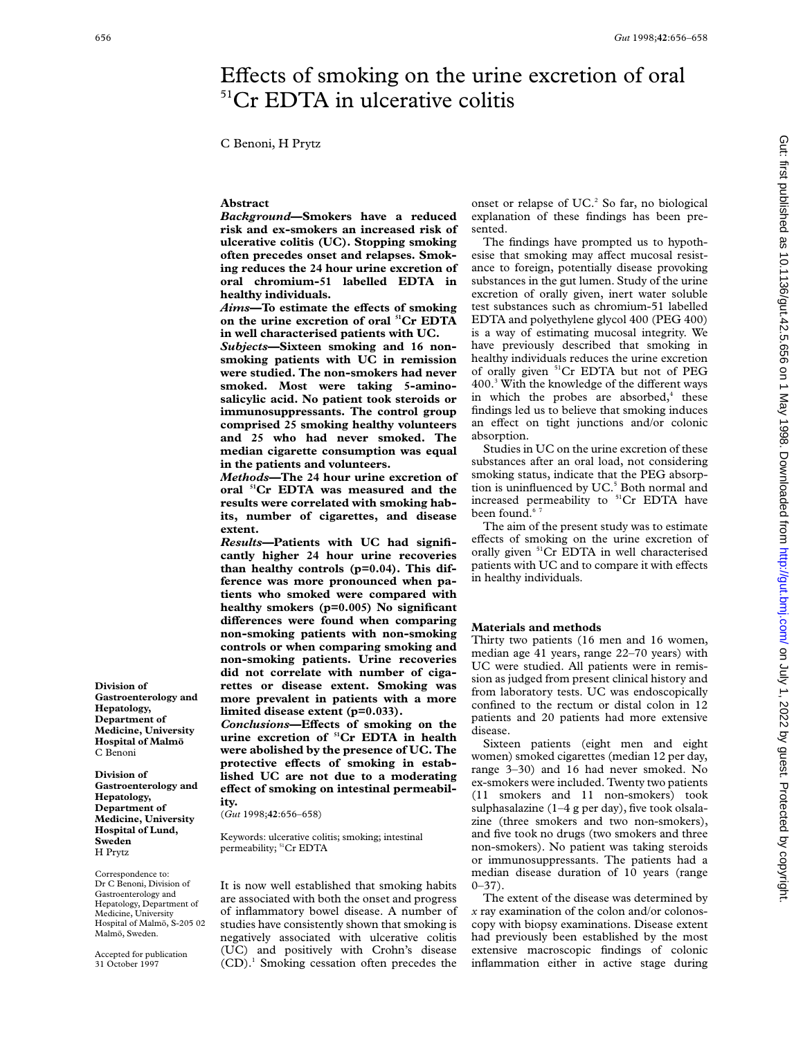# Effects of smoking on the urine excretion of oral $^{51}$Cr EDTA in ulcerative colitis

C Benoni, H Prytz

Division of Gastroenterology and Hepatology, Department of Medicine, University Hospital of Malmö
C Benoni

Division of Gastroenterology and Hepatology, Department of Medicine, University Hospital of Lund, Sweden
H Prytz

Correspondence to: Dr C Benoni, Division of Gastroenterology and Hepatology, Department of Medicine, University Hospital of Malmö, S-205 02 Malmö, Sweden.

Accepted for publication 31 October 1997

## Abstract

***Background*—Smokers have a reduced risk and ex-smokers an increased risk of ulcerative colitis (UC). Stopping smoking often precedes onset and relapses. Smoking reduces the 24 hour urine excretion of oral chromium-51 labelled EDTA in healthy individuals.**

***Aims*—To estimate the effects of smoking on the urine excretion of oral $^{51}$Cr EDTA in well characterised patients with UC.**

***Subjects*—Sixteen smoking and 16 non-smoking patients with UC in remission were studied. The non-smokers had never smoked. Most were taking 5-aminosalicylic acid. No patient took steroids or immunosuppressants. The control group comprised 25 smoking healthy volunteers and 25 who had never smoked. The median cigarette consumption was equal in the patients and volunteers.**

***Methods*—The 24 hour urine excretion of oral $^{51}$Cr EDTA was measured and the results were correlated with smoking habits, number of cigarettes, and disease extent.**

***Results*—Patients with UC had significantly higher 24 hour urine recoveries than healthy controls (p=0.04). This difference was more pronounced when patients who smoked were compared with healthy smokers (p=0.005) No significant differences were found when comparing non-smoking patients with non-smoking controls or when comparing smoking and non-smoking patients. Urine recoveries did not correlate with number of cigarettes or disease extent. Smoking was more prevalent in patients with a more limited disease extent (p=0.033).**

***Conclusions*—Effects of smoking on the urine excretion of $^{51}$Cr EDTA in health were abolished by the presence of UC. The protective effects of smoking in established UC are not due to a moderating effect of smoking on intestinal permeability.**

(*Gut* 1998;**42**:656–658)

Keywords: ulcerative colitis; smoking; intestinal permeability; $^{51}$Cr EDTA

It is now well established that smoking habits are associated with both the onset and progress of inflammatory bowel disease. A number of studies have consistently shown that smoking is negatively associated with ulcerative colitis (UC) and positively with Crohn's disease (CD).[1] Smoking cessation often precedes the onset or relapse of UC.[2] So far, no biological explanation of these findings has been presented.

The findings have prompted us to hypothesise that smoking may affect mucosal resistance to foreign, potentially disease provoking substances in the gut lumen. Study of the urine excretion of orally given, inert water soluble test substances such as chromium-51 labelled EDTA and polyethylene glycol 400 (PEG 400) is a way of estimating mucosal integrity. We have previously described that smoking in healthy individuals reduces the urine excretion of orally given $^{51}$Cr EDTA but not of PEG 400.[3] With the knowledge of the different ways in which the probes are absorbed,[4] these findings led us to believe that smoking induces an effect on tight junctions and/or colonic absorption.

Studies in UC on the urine excretion of these substances after an oral load, not considering smoking status, indicate that the PEG absorption is uninfluenced by UC.[5] Both normal and increased permeability to $^{51}$Cr EDTA have been found.[6 7]

The aim of the present study was to estimate effects of smoking on the urine excretion of orally given $^{51}$Cr EDTA in well characterised patients with UC and to compare it with effects in healthy individuals.

## Materials and methods

Thirty two patients (16 men and 16 women, median age 41 years, range 22–70 years) with UC were studied. All patients were in remission as judged from present clinical history and from laboratory tests. UC was endoscopically confined to the rectum or distal colon in 12 patients and 20 patients had more extensive disease.

Sixteen patients (eight men and eight women) smoked cigarettes (median 12 per day, range 3–30) and 16 had never smoked. No ex-smokers were included. Twenty two patients (11 smokers and 11 non-smokers) took sulphasalazine (1–4 g per day), five took olsalazine (three smokers and two non-smokers), and five took no drugs (two smokers and three non-smokers). No patient was taking steroids or immunosuppressants. The patients had a median disease duration of 10 years (range 0–37).

The extent of the disease was determined by *x* ray examination of the colon and/or colonoscopy with biopsy examinations. Disease extent had previously been established by the most extensive macroscopic findings of colonic inflammation either in active stage during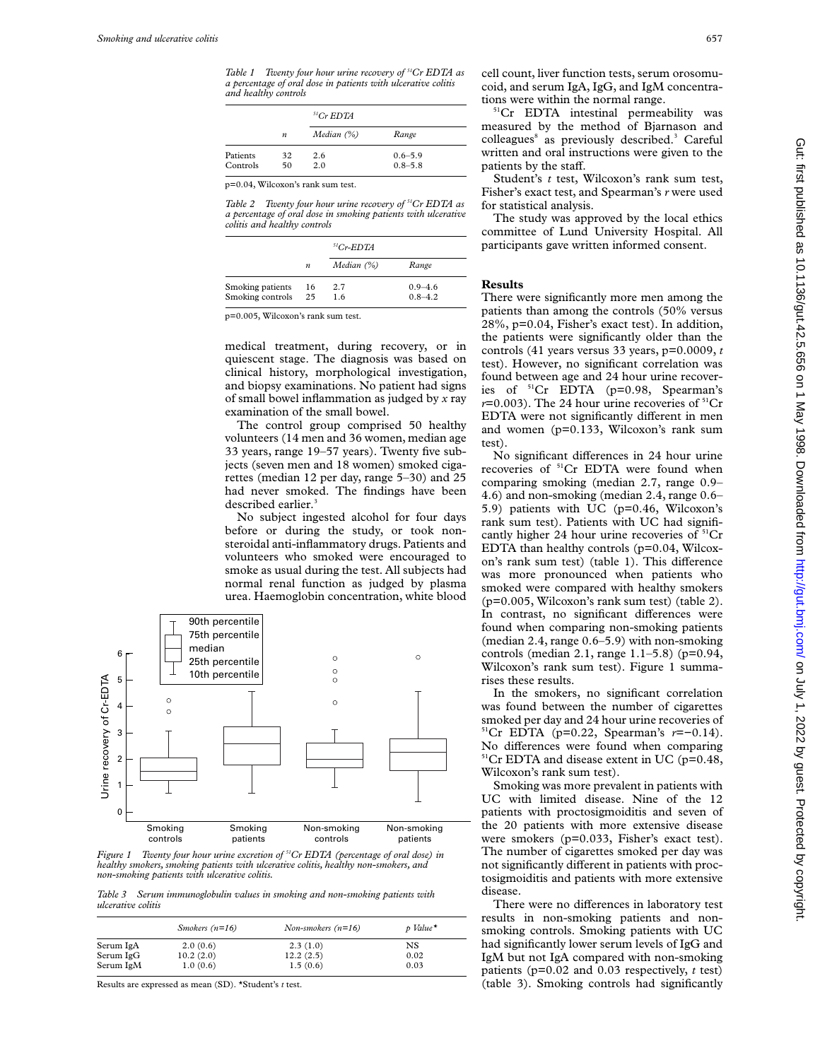*Table 1 Twenty four hour urine recovery of $^{51}$Cr EDTA as a percentage of oral dose in patients with ulcerative colitis and healthy controls*

| | | $^{51}$Cr EDTA | |
|---|---|---|---|
| | *n* | *Median (%)* | *Range* |
| Patients | 32 | 2.6 | 0.6–5.9 |
| Controls | 50 | 2.0 | 0.8–5.8 |

p=0.04, Wilcoxon's rank sum test.

*Table 2 Twenty four hour urine recovery of $^{51}$Cr EDTA as a percentage of oral dose in smoking patients with ulcerative colitis and healthy controls*

| | | $^{51}$Cr-EDTA | |
|---|---|---|---|
| | *n* | *Median (%)* | *Range* |
| Smoking patients | 16 | 2.7 | 0.9–4.6 |
| Smoking controls | 25 | 1.6 | 0.8–4.2 |

p=0.005, Wilcoxon's rank sum test.

medical treatment, during recovery, or in quiescent stage. The diagnosis was based on clinical history, morphological investigation, and biopsy examinations. No patient had signs of small bowel inflammation as judged by *x* ray examination of the small bowel.

The control group comprised 50 healthy volunteers (14 men and 36 women, median age 33 years, range 19–57 years). Twenty five subjects (seven men and 18 women) smoked cigarettes (median 12 per day, range 5–30) and 25 had never smoked. The findings have been described earlier.[3]

No subject ingested alcohol for four days before or during the study, or took non-steroidal anti-inflammatory drugs. Patients and volunteers who smoked were encouraged to smoke as usual during the test. All subjects had normal renal function as judged by plasma urea. Haemoglobin concentration, white blood cell count, liver function tests, serum orosomucoid, and serum IgA, IgG, and IgM concentrations were within the normal range.

$^{51}$Cr EDTA intestinal permeability was measured by the method of Bjarnason and colleagues[8] as previously described.[3] Careful written and oral instructions were given to the patients by the staff.

Student's *t* test, Wilcoxon's rank sum test, Fisher's exact test, and Spearman's *r* were used for statistical analysis.

The study was approved by the local ethics committee of Lund University Hospital. All participants gave written informed consent.

*Figure 1 Twenty four hour urine excretion of $^{51}$Cr EDTA (percentage of oral dose) in healthy smokers, smoking patients with ulcerative colitis, healthy non-smokers, and non-smoking patients with ulcerative colitis.*

*Table 3 Serum immunoglobulin values in smoking and non-smoking patients with ulcerative colitis*

| | *Smokers (n=16)* | *Non-smokers (n=16)* | *p Value\** |
|---|---|---|---|
| Serum IgA | 2.0 (0.6) | 2.3 (1.0) | NS |
| Serum IgG | 10.2 (2.0) | 12.2 (2.5) | 0.02 |
| Serum IgM | 1.0 (0.6) | 1.5 (0.6) | 0.03 |

Results are expressed as mean (SD). \*Student's *t* test.

## Results

There were significantly more men among the patients than among the controls (50% versus 28%, p=0.04, Fisher's exact test). In addition, the patients were significantly older than the controls (41 years versus 33 years, p=0.0009, *t* test). However, no significant correlation was found between age and 24 hour urine recoveries of $^{51}$Cr EDTA (p=0.98, Spearman's *r*=0.003). The 24 hour urine recoveries of $^{51}$Cr EDTA were not significantly different in men and women (p=0.133, Wilcoxon's rank sum test).

No significant differences in 24 hour urine recoveries of $^{51}$Cr EDTA were found when comparing smoking (median 2.7, range 0.9–4.6) and non-smoking (median 2.4, range 0.6–5.9) patients with UC (p=0.46, Wilcoxon's rank sum test). Patients with UC had significantly higher 24 hour urine recoveries of $^{51}$Cr EDTA than healthy controls (p=0.04, Wilcoxon's rank sum test) (table 1). This difference was more pronounced when patients who smoked were compared with healthy smokers (p=0.005, Wilcoxon's rank sum test) (table 2). In contrast, no significant differences were found when comparing non-smoking patients (median 2.4, range 0.6–5.9) with non-smoking controls (median 2.1, range 1.1–5.8) (p=0.94, Wilcoxon's rank sum test). Figure 1 summarises these results.

In the smokers, no significant correlation was found between the number of cigarettes smoked per day and 24 hour urine recoveries of $^{51}$Cr EDTA (p=0.22, Spearman's *r*=−0.14). No differences were found when comparing $^{51}$Cr EDTA and disease extent in UC (p=0.48, Wilcoxon's rank sum test).

Smoking was more prevalent in patients with UC with limited disease. Nine of the 12 patients with proctosigmoiditis and seven of the 20 patients with more extensive disease were smokers (p=0.033, Fisher's exact test). The number of cigarettes smoked per day was not significantly different in patients with proctosigmoiditis and patients with more extensive disease.

There were no differences in laboratory test results in non-smoking patients and non-smoking controls. Smoking patients with UC had significantly lower serum levels of IgG and IgM but not IgA compared with non-smoking patients (p=0.02 and 0.03 respectively, *t* test) (table 3). Smoking controls had significantly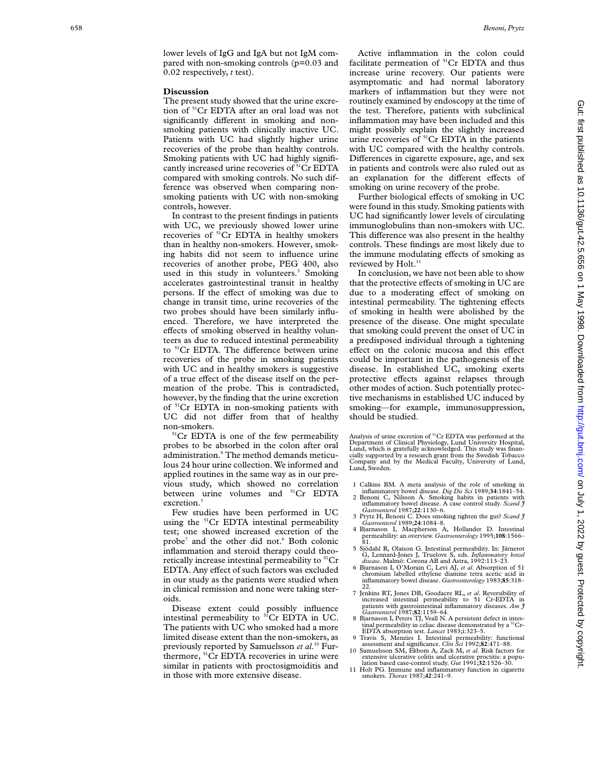lower levels of IgG and IgA but not IgM compared with non-smoking controls (p=0.03 and 0.02 respectively, *t* test).

## Discussion

The present study showed that the urine excretion of $^{51}$Cr EDTA after an oral load was not significantly different in smoking and non-smoking patients with clinically inactive UC. Patients with UC had slightly higher urine recoveries of the probe than healthy controls. Smoking patients with UC had highly significantly increased urine recoveries of $^{51}$Cr EDTA compared with smoking controls. No such difference was observed when comparing non-smoking patients with UC with non-smoking controls, however.

In contrast to the present findings in patients with UC, we previously showed lower urine recoveries of $^{51}$Cr EDTA in healthy smokers than in healthy non-smokers. However, smoking habits did not seem to influence urine recoveries of another probe, PEG 400, also used in this study in volunteers.[3] Smoking accelerates gastrointestinal transit in healthy persons. If the effect of smoking was due to change in transit time, urine recoveries of the two probes should have been similarly influenced. Therefore, we have interpreted the effects of smoking observed in healthy volunteers as due to reduced intestinal permeability to $^{51}$Cr EDTA. The difference between urine recoveries of the probe in smoking patients with UC and in healthy smokers is suggestive of a true effect of the disease itself on the permeation of the probe. This is contradicted, however, by the finding that the urine excretion of $^{51}$Cr EDTA in non-smoking patients with UC did not differ from that of healthy non-smokers.

$^{51}$Cr EDTA is one of the few permeability probes to be absorbed in the colon after oral administration.[9] The method demands meticulous 24 hour urine collection. We informed and applied routines in the same way as in our previous study, which showed no correlation between urine volumes and $^{51}$Cr EDTA excretion.[3]

Few studies have been performed in UC using the $^{51}$Cr EDTA intestinal permeability test; one showed increased excretion of the probe[7] and the other did not.[6] Both colonic inflammation and steroid therapy could theoretically increase intestinal permeability to $^{51}$Cr EDTA. Any effect of such factors was excluded in our study as the patients were studied when in clinical remission and none were taking steroids.

Disease extent could possibly influence intestinal permeability to $^{51}$Cr EDTA in UC. The patients with UC who smoked had a more limited disease extent than the non-smokers, as previously reported by Samuelsson *et al*.[10] Furthermore, $^{51}$Cr EDTA recoveries in urine were similar in patients with proctosigmoiditis and in those with more extensive disease.

Active inflammation in the colon could facilitate permeation of $^{51}$Cr EDTA and thus increase urine recovery. Our patients were asymptomatic and had normal laboratory markers of inflammation but they were not routinely examined by endoscopy at the time of the test. Therefore, patients with subclinical inflammation may have been included and this might possibly explain the slightly increased urine recoveries of $^{51}$Cr EDTA in the patients with UC compared with the healthy controls. Differences in cigarette exposure, age, and sex in patients and controls were also ruled out as an explanation for the different effects of smoking on urine recovery of the probe.

Further biological effects of smoking in UC were found in this study. Smoking patients with UC had significantly lower levels of circulating immunoglobulins than non-smokers with UC. This difference was also present in the healthy controls. These findings are most likely due to the immune modulating effects of smoking as reviewed by Holt.[11]

In conclusion, we have not been able to show that the protective effects of smoking in UC are due to a moderating effect of smoking on intestinal permeability. The tightening effects of smoking in health were abolished by the presence of the disease. One might speculate that smoking could prevent the onset of UC in a predisposed individual through a tightening effect on the colonic mucosa and this effect could be important in the pathogenesis of the disease. In established UC, smoking exerts protective effects against relapses through other modes of action. Such potentially protective mechanisms in established UC induced by smoking—for example, immunosuppression, should be studied.

Analysis of urine excretion of $^{51}$Cr EDTA was performed at the Department of Clinical Physiology, Lund University Hospital, Lund, which is gratefully acknowledged. This study was financially supported by a research grant from the Swedish Tobacco Company and by the Medical Faculty, University of Lund, Lund, Sweden.

1. Calkins BM. A meta analysis of the role of smoking in inflammatory bowel disease. *Dig Dis Sci* 1989;**34**:1841–54.
2. Benoni C, Nilsson Å. Smoking habits in patients with inflammatory bowel disease. A case control study. *Scand J Gastroenterol* 1987;**22**:1130–6.
3. Prytz H, Benoni C. Does smoking tighten the gut? *Scand J Gastroenterol* 1989;**24**:1084–8.
4. Bjarnason I, Macpherson A, Hollander D. Intestinal permeability: an overview. *Gastroenterology* 1995;**108**:1566–81.
5. Sjödahl R, Olaison G. Intestinal permeability. In: Järnerot G, Lennard-Jones J, Truelove S, eds. *Inflammatory bowel disease*. Malmö: Corona AB and Astra, 1992:113–23.
6. Bjarnason I, O'Morain C, Levi AJ, *et al*. Absorption of 51 chromium labelled ethylene diamine tetra acetic acid in inflammatory bowel disease. *Gastroenterology* 1983;**85**:318–22.
7. Jenkins RT, Jones DB, Goodacre RL, *et al*. Reversibility of increased intestinal permeability to 51 Cr-EDTA in patients with gastrointestinal inflammatory diseases. *Am J Gastroenterol* 1987;**82**:1159–64.
8. Bjarnason I, Peters TJ, Veall N. A persistent defect in intestinal permeability in celiac disease demonstrated by a $^{51}$Cr-EDTA absorption test. *Lancet* 1983;i:323–5.
9. Travis S, Menzies I. Intestinal permeability: functional assessment and significance. *Clin Sci* 1992;**82**:471–88.
10. Samuelsson SM, Ekbom A, Zack M, *et al*. Risk factors for extensive ulcerative colitis and ulcerative proctitis: a population based case-control study. *Gut* 1991;**32**:1526–30.
11. Holt PG. Immune and inflammatory function in cigarette smokers. *Thorax* 1987;**42**:241–9.